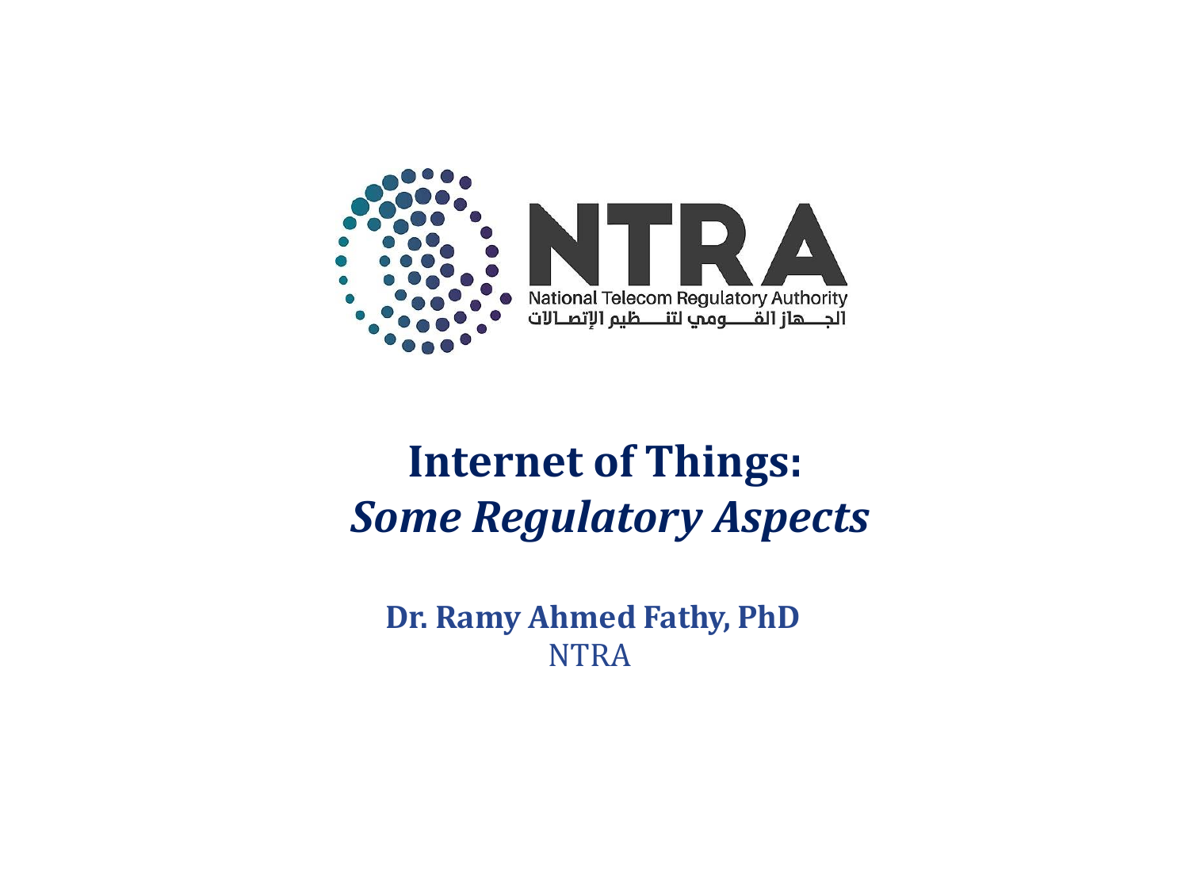NTRA

National Telecom Regulatory Authority

الجهاز القومي لتنظيم الإتصالات

# Internet of Things: *Some Regulatory Aspects*

**Dr. Ramy Ahmed Fathy, PhD**

NTRA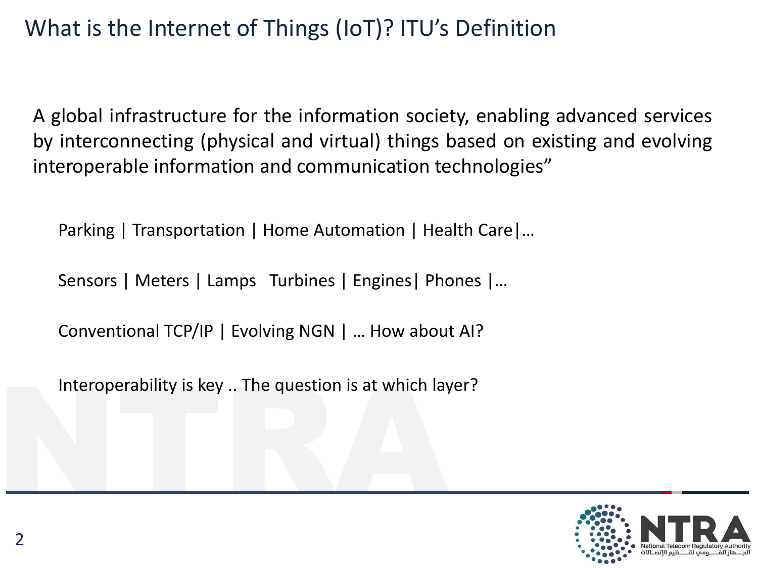# What is the Internet of Things (IoT)? ITU's Definition

A global infrastructure for the information society, enabling advanced services by interconnecting (physical and virtual) things based on existing and evolving interoperable information and communication technologies"

Parking | Transportation | Home Automation | Health Care|…

Sensors | Meters | Lamps  Turbines | Engines| Phones |…

Conventional TCP/IP | Evolving NGN | … How about AI?

Interoperability is key .. The question is at which layer?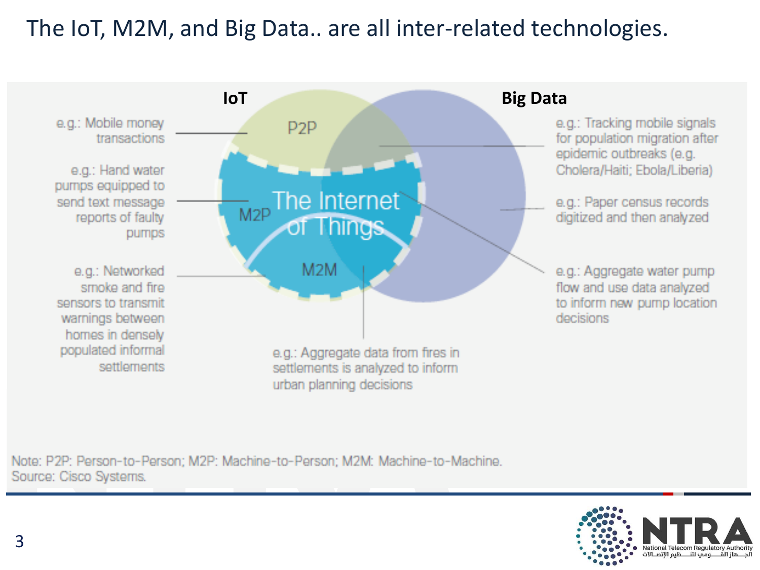# The IoT, M2M, and Big Data.. are all inter-related technologies.

**IoT**

**Big Data**

P2P

M2P

The Internet of Things

M2M

e.g.: Mobile money transactions

e.g.: Hand water pumps equipped to send text message reports of faulty pumps

e.g.: Networked smoke and fire sensors to transmit warnings between homes in densely populated informal settlements

e.g.: Aggregate data from fires in settlements is analyzed to inform urban planning decisions

e.g.: Tracking mobile signals for population migration after epidemic outbreaks (e.g. Cholera/Haiti; Ebola/Liberia)

e.g.: Paper census records digitized and then analyzed

e.g.: Aggregate water pump flow and use data analyzed to inform new pump location decisions

Note: P2P: Person-to-Person; M2P: Machine-to-Person; M2M: Machine-to-Machine.
Source: Cisco Systems.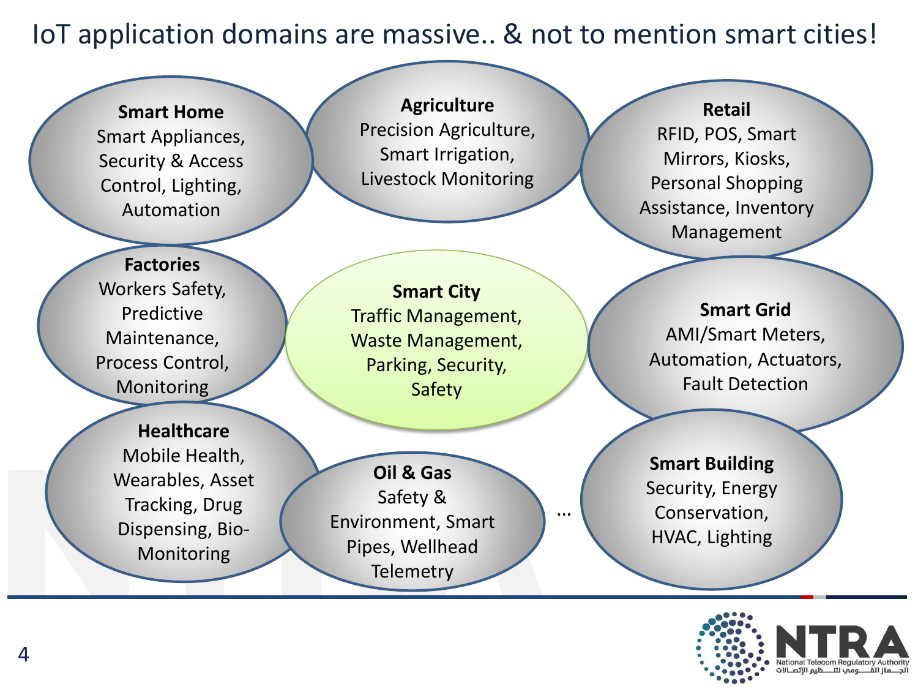# IoT application domains are massive.. & not to mention smart cities!

**Smart Home**
Smart Appliances, Security & Access Control, Lighting, Automation

**Agriculture**
Precision Agriculture, Smart Irrigation, Livestock Monitoring

**Retail**
RFID, POS, Smart Mirrors, Kiosks, Personal Shopping Assistance, Inventory Management

**Factories**
Workers Safety, Predictive Maintenance, Process Control, Monitoring

**Smart City**
Traffic Management, Waste Management, Parking, Security, Safety

**Smart Grid**
AMI/Smart Meters, Automation, Actuators, Fault Detection

**Healthcare**
Mobile Health, Wearables, Asset Tracking, Drug Dispensing, Bio-Monitoring

**Oil & Gas**
Safety & Environment, Smart Pipes, Wellhead Telemetry

…

**Smart Building**
Security, Energy Conservation, HVAC, Lighting

NTRA
National Telecom Regulatory Authority
الجهاز القومي لتنظيم الإتصالات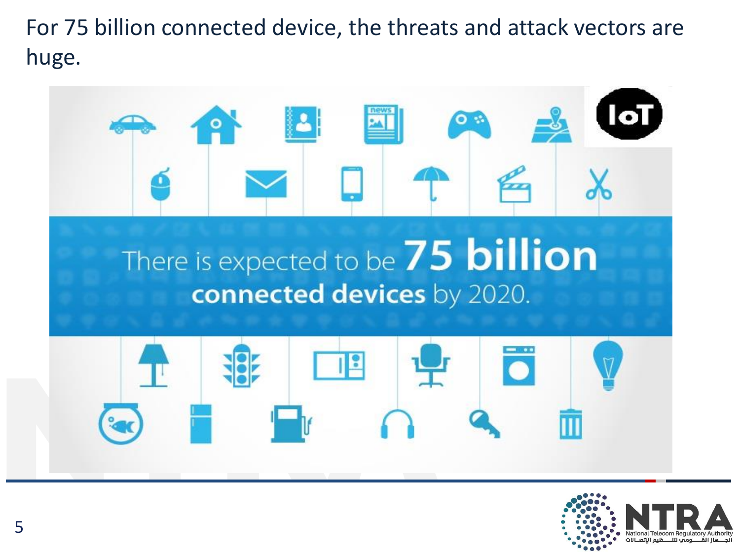For 75 billion connected device, the threats and attack vectors are huge.

There is expected to be **75 billion connected devices** by 2020.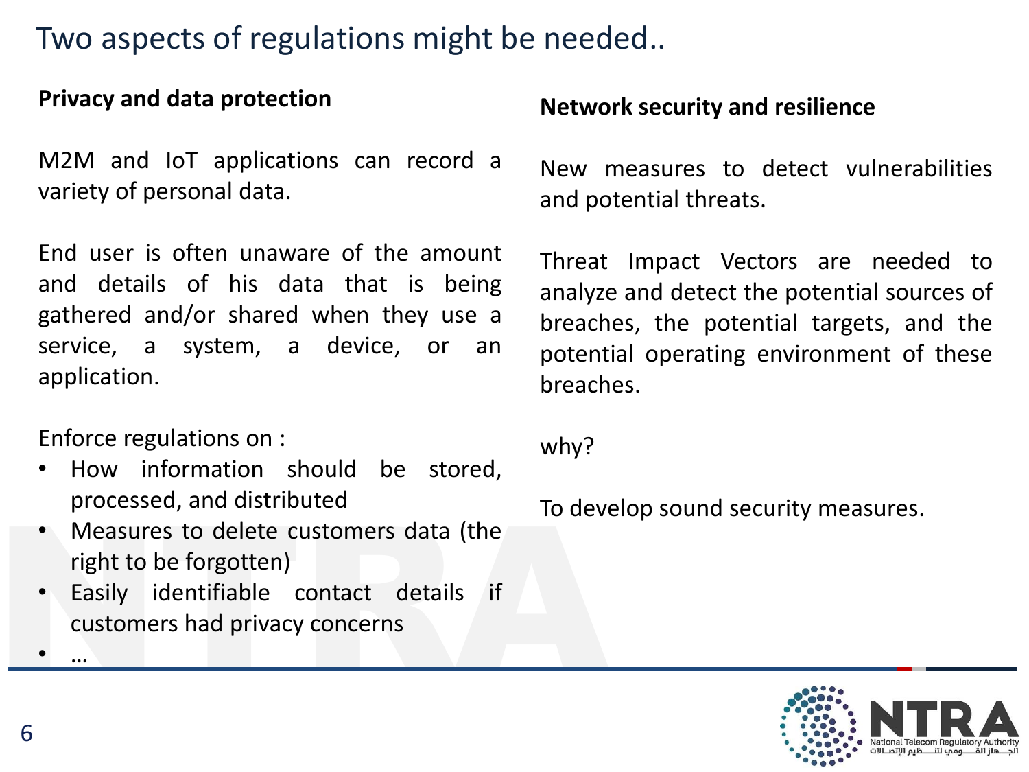# Two aspects of regulations might be needed..

**Privacy and data protection**

M2M and IoT applications can record a variety of personal data.

End user is often unaware of the amount and details of his data that is being gathered and/or shared when they use a service, a system, a device, or an application.

Enforce regulations on :

- How information should be stored, processed, and distributed
- Measures to delete customers data (the right to be forgotten)
- Easily identifiable contact details if customers had privacy concerns
- …

**Network security and resilience**

New measures to detect vulnerabilities and potential threats.

Threat Impact Vectors are needed to analyze and detect the potential sources of breaches, the potential targets, and the potential operating environment of these breaches.

why?

To develop sound security measures.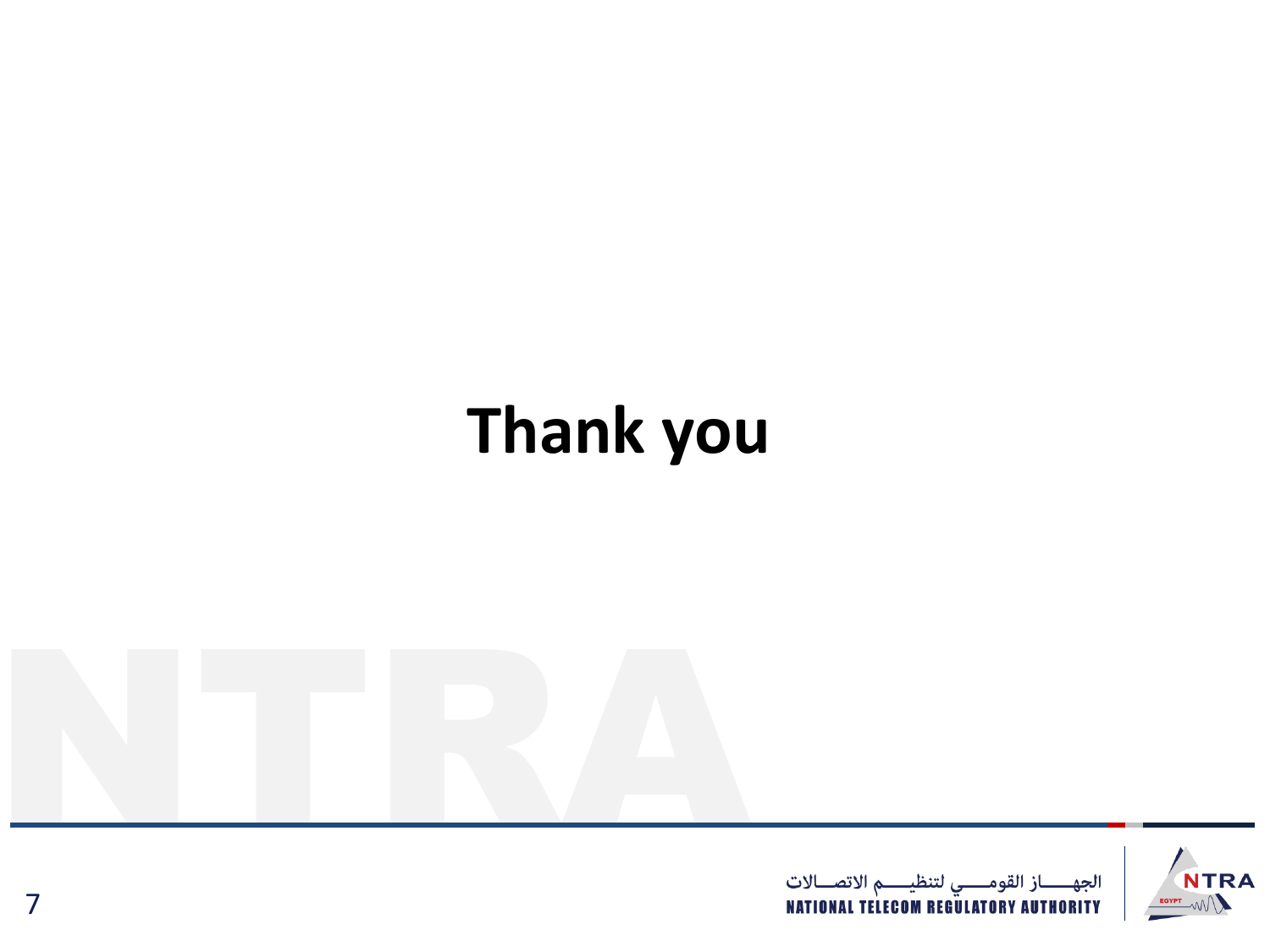# Thank you